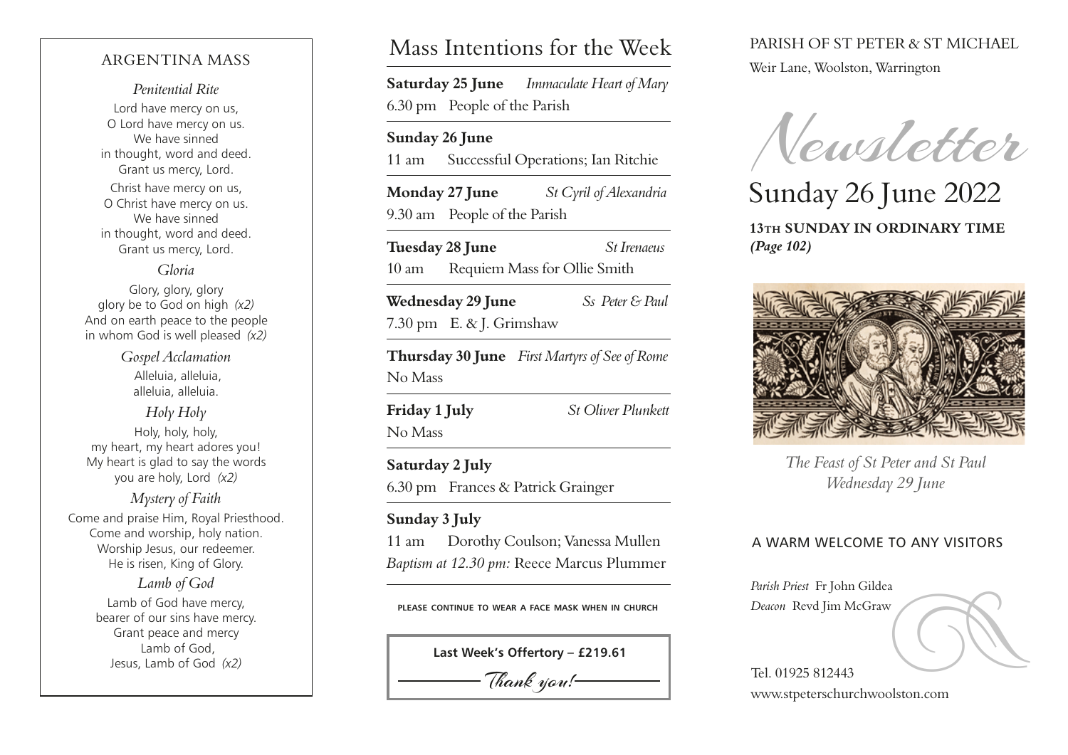## ARGENTINA MASS

*Penitential Rite*

Lord have mercy on us,
O Lord have mercy on us.
We have sinned
in thought, word and deed.
Grant us mercy, Lord.

Christ have mercy on us,
O Christ have mercy on us.
We have sinned
in thought, word and deed.
Grant us mercy, Lord.

*Gloria*

Glory, glory, glory
glory be to God on high *(x2)*
And on earth peace to the people
in whom God is well pleased *(x2)*

*Gospel Acclamation*

Alleluia, alleluia,
alleluia, alleluia.

*Holy Holy*

Holy, holy, holy,
my heart, my heart adores you!
My heart is glad to say the words
you are holy, Lord *(x2)*

*Mystery of Faith*

Come and praise Him, Royal Priesthood.
Come and worship, holy nation.
Worship Jesus, our redeemer.
He is risen, King of Glory.

*Lamb of God*

Lamb of God have mercy,
bearer of our sins have mercy.
Grant peace and mercy
Lamb of God,
Jesus, Lamb of God *(x2)*

# Mass Intentions for the Week

**Saturday 25 June** *Immaculate Heart of Mary*
6.30 pm People of the Parish

**Sunday 26 June**
11 am Successful Operations; Ian Ritchie

**Monday 27 June** *St Cyril of Alexandria*
9.30 am People of the Parish

**Tuesday 28 June** *St Irenaeus*
10 am Requiem Mass for Ollie Smith

**Wednesday 29 June** *Ss Peter & Paul*
7.30 pm E. & J. Grimshaw

**Thursday 30 June** *First Martyrs of See of Rome*
No Mass

**Friday 1 July** *St Oliver Plunkett*
No Mass

**Saturday 2 July**
6.30 pm Frances & Patrick Grainger

**Sunday 3 July**
11 am Dorothy Coulson; Vanessa Mullen
*Baptism at 12.30 pm:* Reece Marcus Plummer

**PLEASE CONTINUE TO WEAR A FACE MASK WHEN IN CHURCH**

**Last Week's Offertory – £219.61**

*Thank you!*

PARISH OF ST PETER & ST MICHAEL
Weir Lane, Woolston, Warrington

# Newsletter

## Sunday 26 June 2022

**13TH SUNDAY IN ORDINARY TIME**
***(Page 102)***

*The Feast of St Peter and St Paul*
*Wednesday 29 June*

A WARM WELCOME TO ANY VISITORS

*Parish Priest* Fr John Gildea
*Deacon* Revd Jim McGraw

Tel. 01925 812443
www.stpeterschurchwoolston.com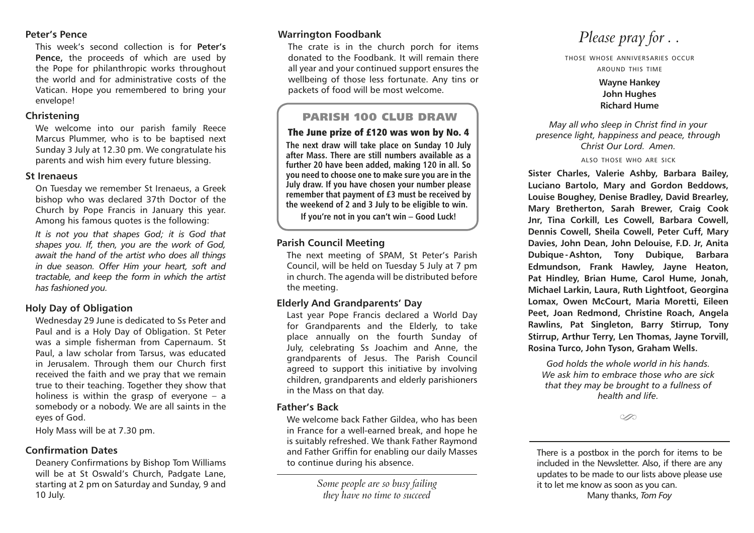## Peter's Pence

This week's second collection is for **Peter's Pence,** the proceeds of which are used by the Pope for philanthropic works throughout the world and for administrative costs of the Vatican. Hope you remembered to bring your envelope!

## Christening

We welcome into our parish family Reece Marcus Plummer, who is to be baptised next Sunday 3 July at 12.30 pm. We congratulate his parents and wish him every future blessing.

## St Irenaeus

On Tuesday we remember St Irenaeus, a Greek bishop who was declared 37th Doctor of the Church by Pope Francis in January this year. Among his famous quotes is the following:

*It is not you that shapes God; it is God that shapes you. If, then, you are the work of God, await the hand of the artist who does all things in due season. Offer Him your heart, soft and tractable, and keep the form in which the artist has fashioned you.*

## Holy Day of Obligation

Wednesday 29 June is dedicated to Ss Peter and Paul and is a Holy Day of Obligation. St Peter was a simple fisherman from Capernaum. St Paul, a law scholar from Tarsus, was educated in Jerusalem. Through them our Church first received the faith and we pray that we remain true to their teaching. Together they show that holiness is within the grasp of everyone – a somebody or a nobody. We are all saints in the eyes of God.

Holy Mass will be at 7.30 pm.

## Confirmation Dates

Deanery Confirmations by Bishop Tom Williams will be at St Oswald's Church, Padgate Lane, starting at 2 pm on Saturday and Sunday, 9 and 10 July.

## Warrington Foodbank

The crate is in the church porch for items donated to the Foodbank. It will remain there all year and your continued support ensures the wellbeing of those less fortunate. Any tins or packets of food will be most welcome.

## PARISH 100 CLUB DRAW

**The June prize of £120 was won by No. 4**

**The next draw will take place on Sunday 10 July after Mass. There are still numbers available as a further 20 have been added, making 120 in all. So you need to choose one to make sure you are in the July draw. If you have chosen your number please remember that payment of £3 must be received by the weekend of 2 and 3 July to be eligible to win.**

**If you're not in you can't win – Good Luck!**

## Parish Council Meeting

The next meeting of SPAM, St Peter's Parish Council, will be held on Tuesday 5 July at 7 pm in church. The agenda will be distributed before the meeting.

## Elderly And Grandparents' Day

Last year Pope Francis declared a World Day for Grandparents and the Elderly, to take place annually on the fourth Sunday of July, celebrating Ss Joachim and Anne, the grandparents of Jesus. The Parish Council agreed to support this initiative by involving children, grandparents and elderly parishioners in the Mass on that day.

## Father's Back

We welcome back Father Gildea, who has been in France for a well-earned break, and hope he is suitably refreshed. We thank Father Raymond and Father Griffin for enabling our daily Masses to continue during his absence.

---

*Some people are so busy failing they have no time to succeed*

# *Please pray for . .*

THOSE WHOSE ANNIVERSARIES OCCUR AROUND THIS TIME

**Wayne Hankey**
**John Hughes**
**Richard Hume**

*May all who sleep in Christ find in your presence light, happiness and peace, through Christ Our Lord. Amen.*

ALSO THOSE WHO ARE SICK

**Sister Charles, Valerie Ashby, Barbara Bailey, Luciano Bartolo, Mary and Gordon Beddows, Louise Boughey, Denise Bradley, David Brearley, Mary Bretherton, Sarah Brewer, Craig Cook Jnr, Tina Corkill, Les Cowell, Barbara Cowell, Dennis Cowell, Sheila Cowell, Peter Cuff, Mary Davies, John Dean, John Delouise, F.D. Jr, Anita Dubique-Ashton, Tony Dubique, Barbara Edmundson, Frank Hawley, Jayne Heaton, Pat Hindley, Brian Hume, Carol Hume, Jonah, Michael Larkin, Laura, Ruth Lightfoot, Georgina Lomax, Owen McCourt, Maria Moretti, Eileen Peet, Joan Redmond, Christine Roach, Angela Rawlins, Pat Singleton, Barry Stirrup, Tony Stirrup, Arthur Terry, Len Thomas, Jayne Torvill, Rosina Turco, John Tyson, Graham Wells.**

*God holds the whole world in his hands. We ask him to embrace those who are sick that they may be brought to a fullness of health and life.*

---

There is a postbox in the porch for items to be included in the Newsletter. Also, if there are any updates to be made to our lists above please use it to let me know as soon as you can.

Many thanks, *Tom Foy*